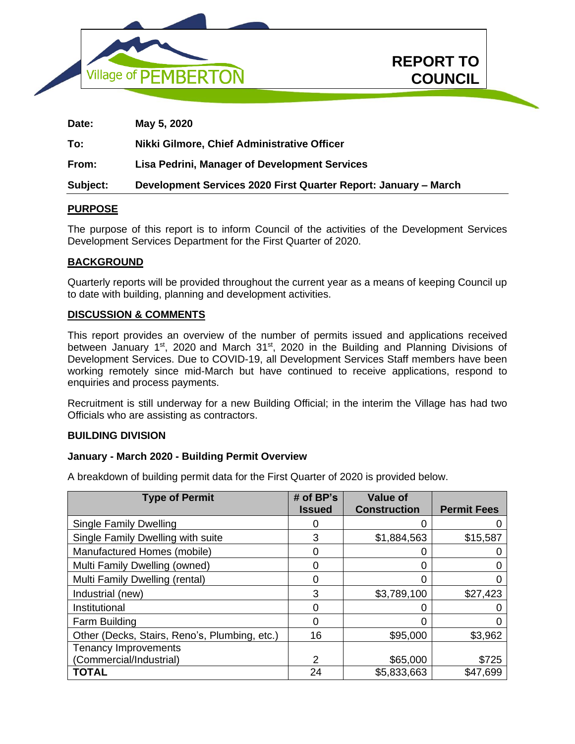Village of PEMBERTON

# REPORT TO COUNCIL

**Date:** May 5, 2020

**To:** Nikki Gilmore, Chief Administrative Officer

**From:** Lisa Pedrini, Manager of Development Services

**Subject:** Development Services 2020 First Quarter Report: January – March

## PURPOSE

The purpose of this report is to inform Council of the activities of the Development Services Development Services Department for the First Quarter of 2020.

## BACKGROUND

Quarterly reports will be provided throughout the current year as a means of keeping Council up to date with building, planning and development activities.

## DISCUSSION & COMMENTS

This report provides an overview of the number of permits issued and applications received between January 1st, 2020 and March 31st, 2020 in the Building and Planning Divisions of Development Services. Due to COVID-19, all Development Services Staff members have been working remotely since mid-March but have continued to receive applications, respond to enquiries and process payments.

Recruitment is still underway for a new Building Official; in the interim the Village has had two Officials who are assisting as contractors.

### BUILDING DIVISION

**January - March 2020 - Building Permit Overview**

A breakdown of building permit data for the First Quarter of 2020 is provided below.

| Type of Permit | # of BP's Issued | Value of Construction | Permit Fees |
|---|---|---|---|
| Single Family Dwelling | 0 | 0 | 0 |
| Single Family Dwelling with suite | 3 | $1,884,563 | $15,587 |
| Manufactured Homes (mobile) | 0 | 0 | 0 |
| Multi Family Dwelling (owned) | 0 | 0 | 0 |
| Multi Family Dwelling (rental) | 0 | 0 | 0 |
| Industrial (new) | 3 | $3,789,100 | $27,423 |
| Institutional | 0 | 0 | 0 |
| Farm Building | 0 | 0 | 0 |
| Other (Decks, Stairs, Reno's, Plumbing, etc.) | 16 | $95,000 | $3,962 |
| Tenancy Improvements (Commercial/Industrial) | 2 | $65,000 | $725 |
| **TOTAL** | 24 | $5,833,663 | $47,699 |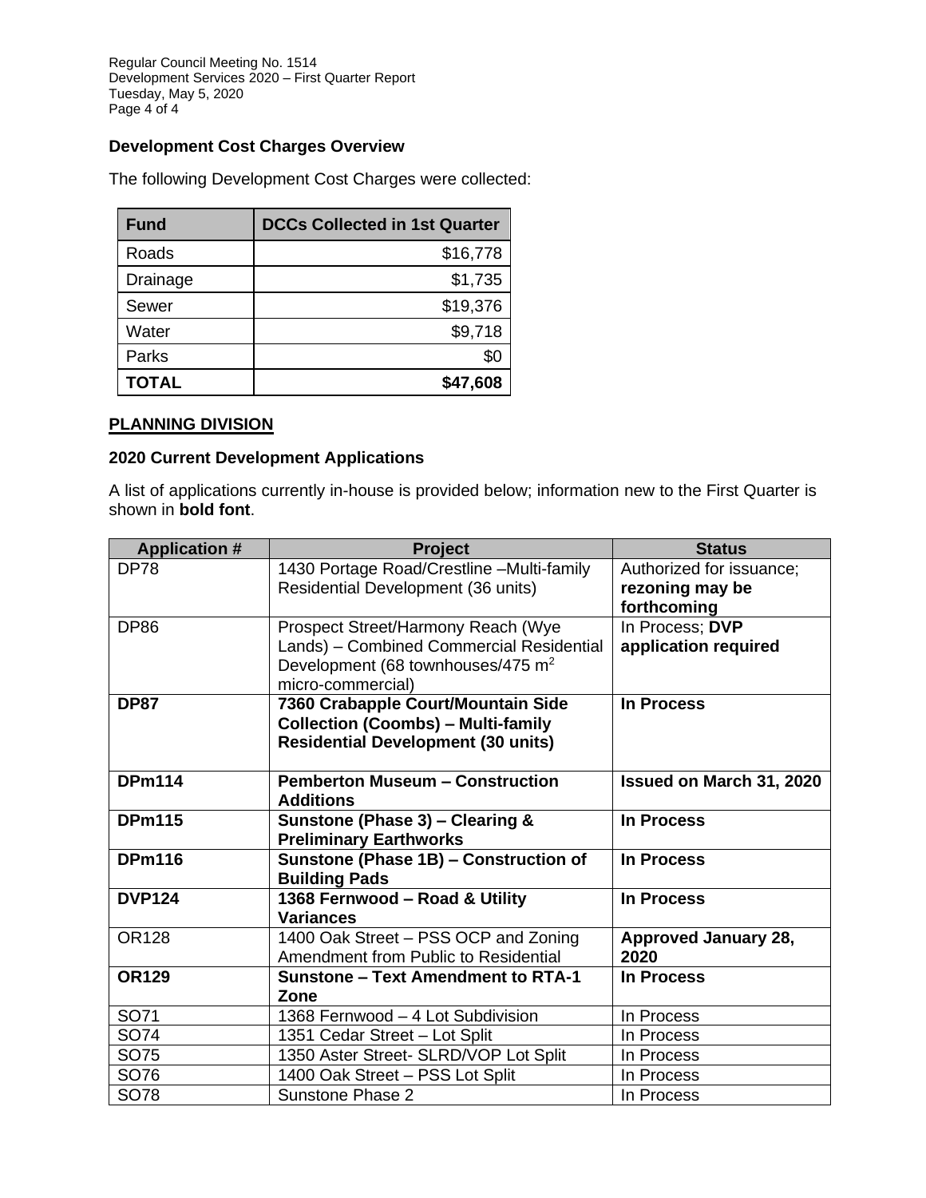### Development Cost Charges Overview

The following Development Cost Charges were collected:

| Fund | DCCs Collected in 1st Quarter |
|---|---|
| Roads | $16,778 |
| Drainage | $1,735 |
| Sewer | $19,376 |
| Water | $9,718 |
| Parks | $0 |
| **TOTAL** | **$47,608** |

## PLANNING DIVISION

### 2020 Current Development Applications

A list of applications currently in-house is provided below; information new to the First Quarter is shown in **bold font**.

| Application # | Project | Status |
|---|---|---|
| DP78 | 1430 Portage Road/Crestline –Multi-family Residential Development (36 units) | Authorized for issuance; **rezoning may be forthcoming** |
| DP86 | Prospect Street/Harmony Reach (Wye Lands) – Combined Commercial Residential Development (68 townhouses/475 $m^2$ micro-commercial) | In Process; **DVP application required** |
| **DP87** | **7360 Crabapple Court/Mountain Side Collection (Coombs) – Multi-family Residential Development (30 units)** | **In Process** |
| **DPm114** | **Pemberton Museum – Construction Additions** | **Issued on March 31, 2020** |
| **DPm115** | **Sunstone (Phase 3) – Clearing & Preliminary Earthworks** | **In Process** |
| **DPm116** | **Sunstone (Phase 1B) – Construction of Building Pads** | **In Process** |
| **DVP124** | **1368 Fernwood – Road & Utility Variances** | **In Process** |
| OR128 | 1400 Oak Street – PSS OCP and Zoning Amendment from Public to Residential | **Approved January 28, 2020** |
| **OR129** | **Sunstone – Text Amendment to RTA-1 Zone** | **In Process** |
| SO71 | 1368 Fernwood – 4 Lot Subdivision | In Process |
| SO74 | 1351 Cedar Street – Lot Split | In Process |
| SO75 | 1350 Aster Street- SLRD/VOP Lot Split | In Process |
| SO76 | 1400 Oak Street – PSS Lot Split | In Process |
| SO78 | Sunstone Phase 2 | In Process |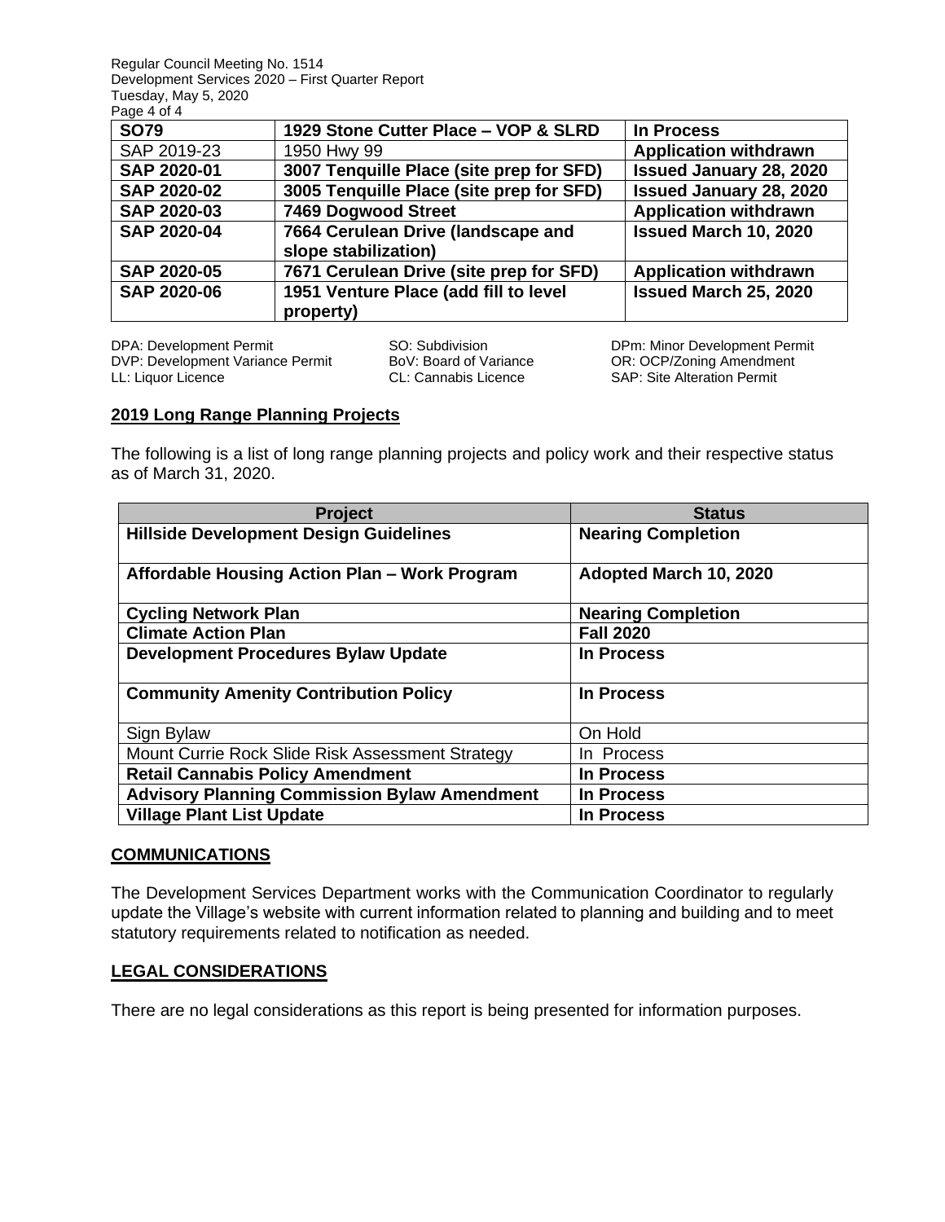| **SO79** | **1929 Stone Cutter Place – VOP & SLRD** | **In Process** |
|---|---|---|
| SAP 2019-23 | 1950 Hwy 99 | **Application withdrawn** |
| **SAP 2020-01** | **3007 Tenquille Place (site prep for SFD)** | **Issued January 28, 2020** |
| **SAP 2020-02** | **3005 Tenquille Place (site prep for SFD)** | **Issued January 28, 2020** |
| **SAP 2020-03** | **7469 Dogwood Street** | **Application withdrawn** |
| **SAP 2020-04** | **7664 Cerulean Drive (landscape and slope stabilization)** | **Issued March 10, 2020** |
| **SAP 2020-05** | **7671 Cerulean Drive (site prep for SFD)** | **Application withdrawn** |
| **SAP 2020-06** | **1951 Venture Place (add fill to level property)** | **Issued March 25, 2020** |

DPA: Development Permit
DVP: Development Variance Permit
LL: Liquor Licence
SO: Subdivision
BoV: Board of Variance
CL: Cannabis Licence
DPm: Minor Development Permit
OR: OCP/Zoning Amendment
SAP: Site Alteration Permit

## 2019 Long Range Planning Projects

The following is a list of long range planning projects and policy work and their respective status as of March 31, 2020.

| Project | Status |
|---|---|
| **Hillside Development Design Guidelines** | **Nearing Completion** |
| **Affordable Housing Action Plan – Work Program** | **Adopted March 10, 2020** |
| **Cycling Network Plan** | **Nearing Completion** |
| **Climate Action Plan** | **Fall 2020** |
| **Development Procedures Bylaw Update** | **In Process** |
| **Community Amenity Contribution Policy** | **In Process** |
| Sign Bylaw | On Hold |
| Mount Currie Rock Slide Risk Assessment Strategy | In Process |
| **Retail Cannabis Policy Amendment** | **In Process** |
| **Advisory Planning Commission Bylaw Amendment** | **In Process** |
| **Village Plant List Update** | **In Process** |

## COMMUNICATIONS

The Development Services Department works with the Communication Coordinator to regularly update the Village's website with current information related to planning and building and to meet statutory requirements related to notification as needed.

## LEGAL CONSIDERATIONS

There are no legal considerations as this report is being presented for information purposes.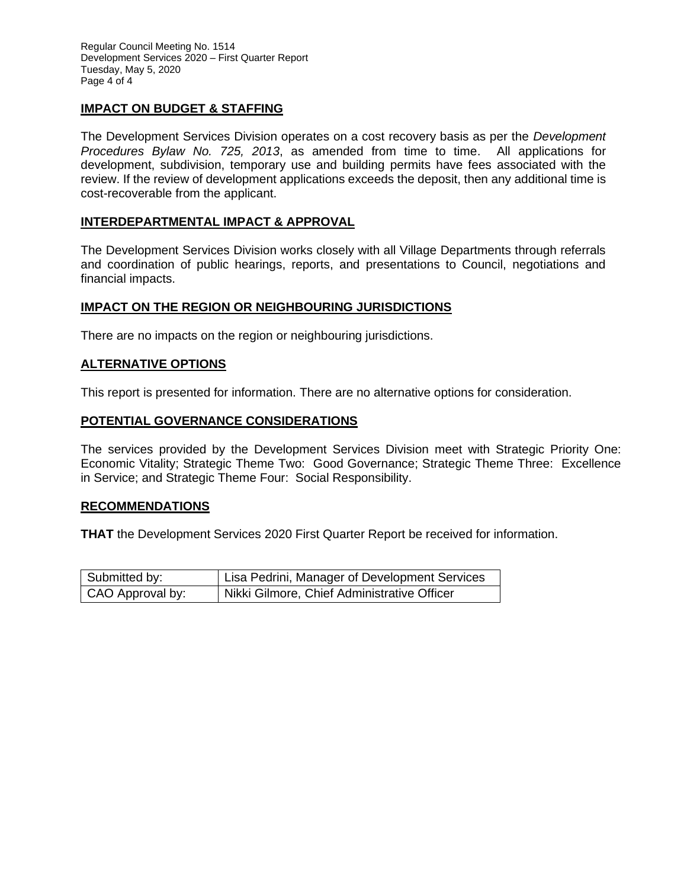## IMPACT ON BUDGET & STAFFING

The Development Services Division operates on a cost recovery basis as per the *Development Procedures Bylaw No. 725, 2013*, as amended from time to time. All applications for development, subdivision, temporary use and building permits have fees associated with the review. If the review of development applications exceeds the deposit, then any additional time is cost-recoverable from the applicant.

## INTERDEPARTMENTAL IMPACT & APPROVAL

The Development Services Division works closely with all Village Departments through referrals and coordination of public hearings, reports, and presentations to Council, negotiations and financial impacts.

## IMPACT ON THE REGION OR NEIGHBOURING JURISDICTIONS

There are no impacts on the region or neighbouring jurisdictions.

## ALTERNATIVE OPTIONS

This report is presented for information. There are no alternative options for consideration.

## POTENTIAL GOVERNANCE CONSIDERATIONS

The services provided by the Development Services Division meet with Strategic Priority One: Economic Vitality; Strategic Theme Two: Good Governance; Strategic Theme Three: Excellence in Service; and Strategic Theme Four: Social Responsibility.

## RECOMMENDATIONS

**THAT** the Development Services 2020 First Quarter Report be received for information.

| | |
|---|---|
| Submitted by: | Lisa Pedrini, Manager of Development Services |
| CAO Approval by: | Nikki Gilmore, Chief Administrative Officer |